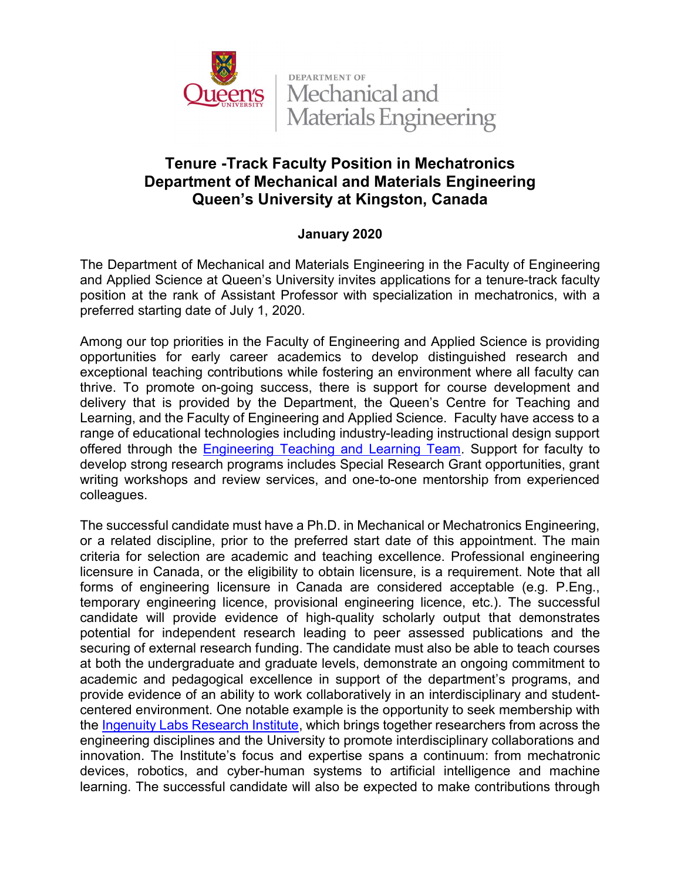DEPARTMENT OF
Mechanical and Materials Engineering

# Tenure -Track Faculty Position in Mechatronics
# Department of Mechanical and Materials Engineering
# Queen's University at Kingston, Canada

**January 2020**

The Department of Mechanical and Materials Engineering in the Faculty of Engineering and Applied Science at Queen's University invites applications for a tenure-track faculty position at the rank of Assistant Professor with specialization in mechatronics, with a preferred starting date of July 1, 2020.

Among our top priorities in the Faculty of Engineering and Applied Science is providing opportunities for early career academics to develop distinguished research and exceptional teaching contributions while fostering an environment where all faculty can thrive. To promote on-going success, there is support for course development and delivery that is provided by the Department, the Queen's Centre for Teaching and Learning, and the Faculty of Engineering and Applied Science. Faculty have access to a range of educational technologies including industry-leading instructional design support offered through the Engineering Teaching and Learning Team. Support for faculty to develop strong research programs includes Special Research Grant opportunities, grant writing workshops and review services, and one-to-one mentorship from experienced colleagues.

The successful candidate must have a Ph.D. in Mechanical or Mechatronics Engineering, or a related discipline, prior to the preferred start date of this appointment. The main criteria for selection are academic and teaching excellence. Professional engineering licensure in Canada, or the eligibility to obtain licensure, is a requirement. Note that all forms of engineering licensure in Canada are considered acceptable (e.g. P.Eng., temporary engineering licence, provisional engineering licence, etc.). The successful candidate will provide evidence of high-quality scholarly output that demonstrates potential for independent research leading to peer assessed publications and the securing of external research funding. The candidate must also be able to teach courses at both the undergraduate and graduate levels, demonstrate an ongoing commitment to academic and pedagogical excellence in support of the department's programs, and provide evidence of an ability to work collaboratively in an interdisciplinary and student-centered environment. One notable example is the opportunity to seek membership with the Ingenuity Labs Research Institute, which brings together researchers from across the engineering disciplines and the University to promote interdisciplinary collaborations and innovation. The Institute's focus and expertise spans a continuum: from mechatronic devices, robotics, and cyber-human systems to artificial intelligence and machine learning. The successful candidate will also be expected to make contributions through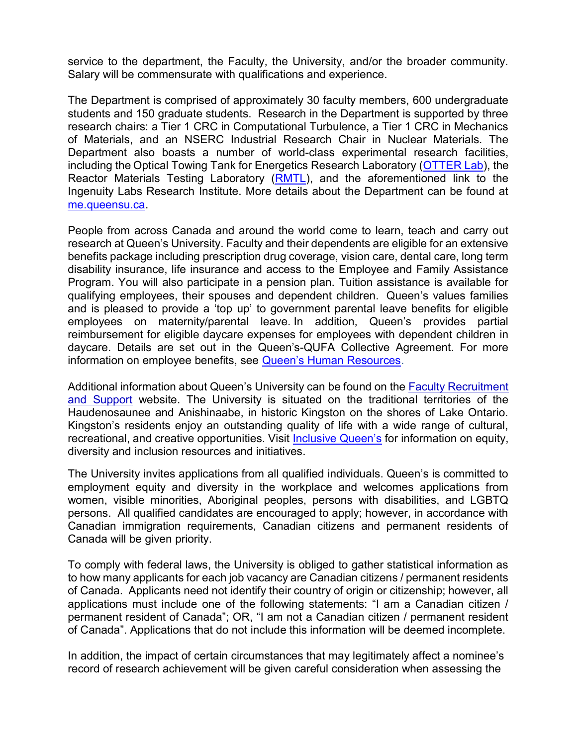service to the department, the Faculty, the University, and/or the broader community. Salary will be commensurate with qualifications and experience.

The Department is comprised of approximately 30 faculty members, 600 undergraduate students and 150 graduate students. Research in the Department is supported by three research chairs: a Tier 1 CRC in Computational Turbulence, a Tier 1 CRC in Mechanics of Materials, and an NSERC Industrial Research Chair in Nuclear Materials. The Department also boasts a number of world-class experimental research facilities, including the Optical Towing Tank for Energetics Research Laboratory (OTTER Lab), the Reactor Materials Testing Laboratory (RMTL), and the aforementioned link to the Ingenuity Labs Research Institute. More details about the Department can be found at me.queensu.ca.

People from across Canada and around the world come to learn, teach and carry out research at Queen's University. Faculty and their dependents are eligible for an extensive benefits package including prescription drug coverage, vision care, dental care, long term disability insurance, life insurance and access to the Employee and Family Assistance Program. You will also participate in a pension plan. Tuition assistance is available for qualifying employees, their spouses and dependent children. Queen's values families and is pleased to provide a 'top up' to government parental leave benefits for eligible employees on maternity/parental leave. In addition, Queen's provides partial reimbursement for eligible daycare expenses for employees with dependent children in daycare. Details are set out in the Queen's-QUFA Collective Agreement. For more information on employee benefits, see Queen's Human Resources.

Additional information about Queen's University can be found on the Faculty Recruitment and Support website. The University is situated on the traditional territories of the Haudenosaunee and Anishinaabe, in historic Kingston on the shores of Lake Ontario. Kingston's residents enjoy an outstanding quality of life with a wide range of cultural, recreational, and creative opportunities. Visit Inclusive Queen's for information on equity, diversity and inclusion resources and initiatives.

The University invites applications from all qualified individuals. Queen's is committed to employment equity and diversity in the workplace and welcomes applications from women, visible minorities, Aboriginal peoples, persons with disabilities, and LGBTQ persons. All qualified candidates are encouraged to apply; however, in accordance with Canadian immigration requirements, Canadian citizens and permanent residents of Canada will be given priority.

To comply with federal laws, the University is obliged to gather statistical information as to how many applicants for each job vacancy are Canadian citizens / permanent residents of Canada. Applicants need not identify their country of origin or citizenship; however, all applications must include one of the following statements: "I am a Canadian citizen / permanent resident of Canada"; OR, "I am not a Canadian citizen / permanent resident of Canada". Applications that do not include this information will be deemed incomplete.

In addition, the impact of certain circumstances that may legitimately affect a nominee's record of research achievement will be given careful consideration when assessing the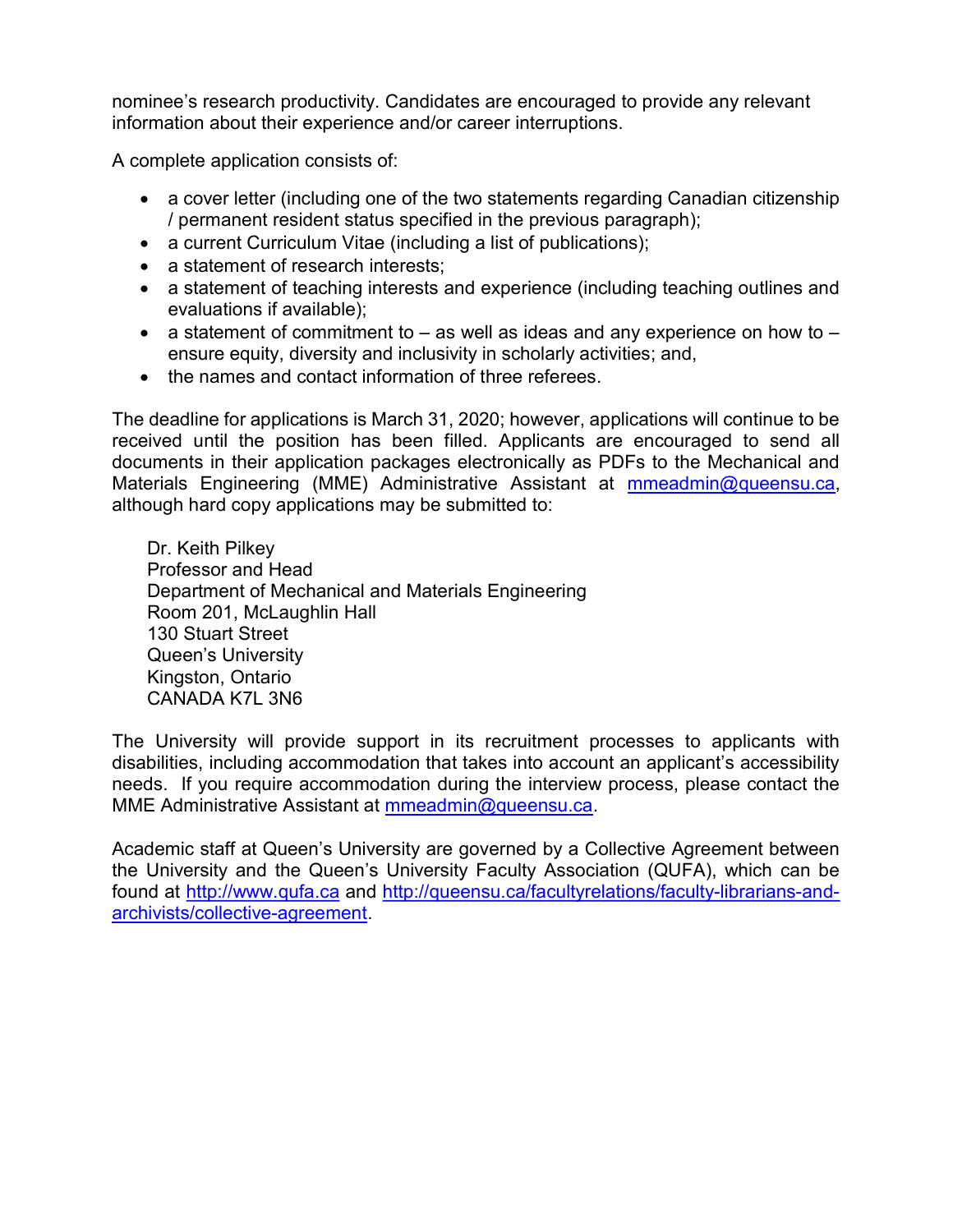nominee's research productivity. Candidates are encouraged to provide any relevant information about their experience and/or career interruptions.

A complete application consists of:

- a cover letter (including one of the two statements regarding Canadian citizenship / permanent resident status specified in the previous paragraph);
- a current Curriculum Vitae (including a list of publications);
- a statement of research interests;
- a statement of teaching interests and experience (including teaching outlines and evaluations if available);
- a statement of commitment to – as well as ideas and any experience on how to – ensure equity, diversity and inclusivity in scholarly activities; and,
- the names and contact information of three referees.

The deadline for applications is March 31, 2020; however, applications will continue to be received until the position has been filled. Applicants are encouraged to send all documents in their application packages electronically as PDFs to the Mechanical and Materials Engineering (MME) Administrative Assistant at [mmeadmin@queensu.ca](mailto:mmeadmin@queensu.ca), although hard copy applications may be submitted to:

Dr. Keith Pilkey  
Professor and Head  
Department of Mechanical and Materials Engineering  
Room 201, McLaughlin Hall  
130 Stuart Street  
Queen's University  
Kingston, Ontario  
CANADA K7L 3N6

The University will provide support in its recruitment processes to applicants with disabilities, including accommodation that takes into account an applicant's accessibility needs. If you require accommodation during the interview process, please contact the MME Administrative Assistant at [mmeadmin@queensu.ca](mailto:mmeadmin@queensu.ca).

Academic staff at Queen's University are governed by a Collective Agreement between the University and the Queen's University Faculty Association (QUFA), which can be found at [http://www.qufa.ca](http://www.qufa.ca) and [http://queensu.ca/facultyrelations/faculty-librarians-and-archivists/collective-agreement](http://queensu.ca/facultyrelations/faculty-librarians-and-archivists/collective-agreement).